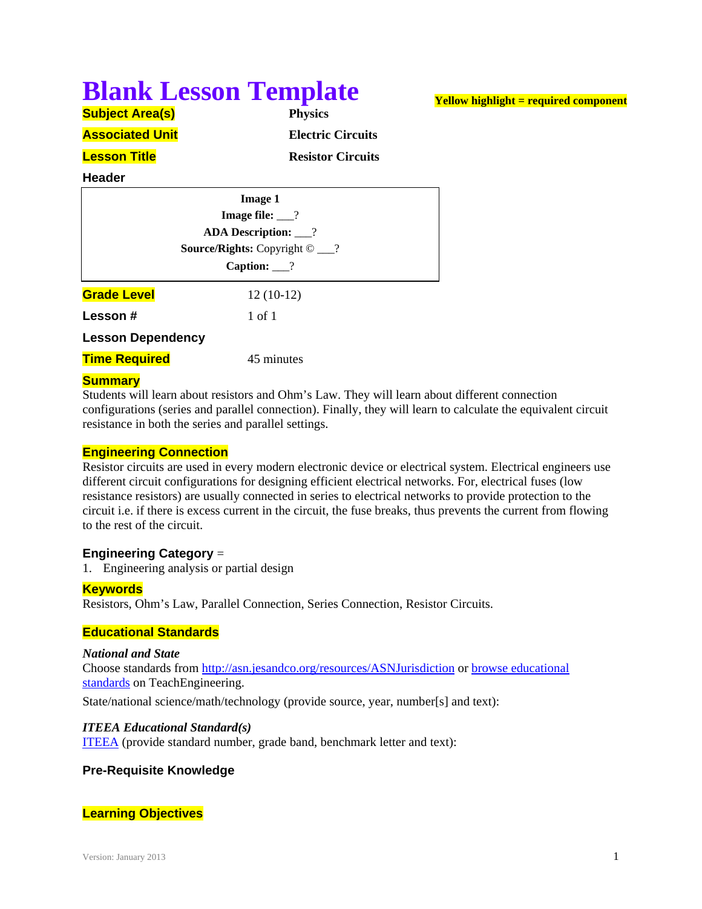# Blank Lesson Template

**Yellow highlight = required component**

| | |
|---|---|
| **Subject Area(s)** | **Physics** |
| **Associated Unit** | **Electric Circuits** |
| **Lesson Title** | **Resistor Circuits** |

**Header**

| |
|---|
| **Image 1** |
| **Image file:** ___? |
| **ADA Description:** ___? |
| **Source/Rights:** Copyright © ___? |
| **Caption:** ___? |

| | |
|---|---|
| **Grade Level** | 12 (10-12) |
| **Lesson #** | 1 of 1 |
| **Lesson Dependency** | |
| **Time Required** | 45 minutes |

## Summary

Students will learn about resistors and Ohm's Law. They will learn about different connection configurations (series and parallel connection). Finally, they will learn to calculate the equivalent circuit resistance in both the series and parallel settings.

## Engineering Connection

Resistor circuits are used in every modern electronic device or electrical system. Electrical engineers use different circuit configurations for designing efficient electrical networks. For, electrical fuses (low resistance resistors) are usually connected in series to electrical networks to provide protection to the circuit i.e. if there is excess current in the circuit, the fuse breaks, thus prevents the current from flowing to the rest of the circuit.

## Engineering Category =

1. Engineering analysis or partial design

## Keywords

Resistors, Ohm's Law, Parallel Connection, Series Connection, Resistor Circuits.

## Educational Standards

### *National and State*

Choose standards from http://asn.jesandco.org/resources/ASNJurisdiction or browse educational standards on TeachEngineering.

State/national science/math/technology (provide source, year, number[s] and text):

### *ITEEA Educational Standard(s)*

ITEEA (provide standard number, grade band, benchmark letter and text):

## Pre-Requisite Knowledge

## Learning Objectives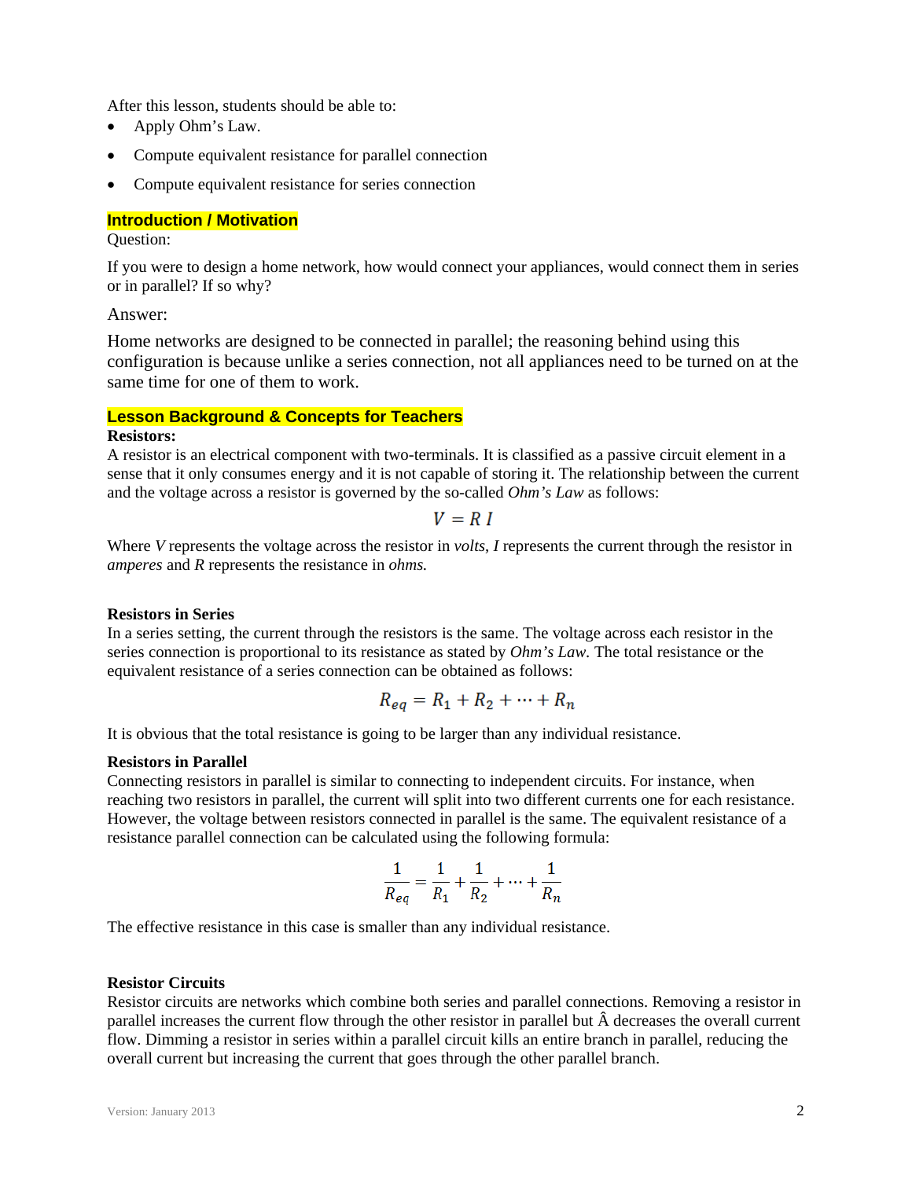After this lesson, students should be able to:

- Apply Ohm's Law.
- Compute equivalent resistance for parallel connection
- Compute equivalent resistance for series connection

## Introduction / Motivation

Question:

If you were to design a home network, how would connect your appliances, would connect them in series or in parallel? If so why?

Answer:

Home networks are designed to be connected in parallel; the reasoning behind using this configuration is because unlike a series connection, not all appliances need to be turned on at the same time for one of them to work.

## Lesson Background & Concepts for Teachers

**Resistors:**

A resistor is an electrical component with two-terminals. It is classified as a passive circuit element in a sense that it only consumes energy and it is not capable of storing it. The relationship between the current and the voltage across a resistor is governed by the so-called *Ohm's Law* as follows:

$$V = R\,I$$

Where $V$ represents the voltage across the resistor in *volts*, $I$ represents the current through the resistor in *amperes* and $R$ represents the resistance in *ohms.*

**Resistors in Series**

In a series setting, the current through the resistors is the same. The voltage across each resistor in the series connection is proportional to its resistance as stated by *Ohm's Law.* The total resistance or the equivalent resistance of a series connection can be obtained as follows:

$$R_{eq} = R_1 + R_2 + \cdots + R_n$$

It is obvious that the total resistance is going to be larger than any individual resistance.

**Resistors in Parallel**

Connecting resistors in parallel is similar to connecting to independent circuits. For instance, when reaching two resistors in parallel, the current will split into two different currents one for each resistance. However, the voltage between resistors connected in parallel is the same. The equivalent resistance of a resistance parallel connection can be calculated using the following formula:

$$\frac{1}{R_{eq}} = \frac{1}{R_1} + \frac{1}{R_2} + \cdots + \frac{1}{R_n}$$

The effective resistance in this case is smaller than any individual resistance.

**Resistor Circuits**

Resistor circuits are networks which combine both series and parallel connections. Removing a resistor in parallel increases the current flow through the other resistor in parallel but Â decreases the overall current flow. Dimming a resistor in series within a parallel circuit kills an entire branch in parallel, reducing the overall current but increasing the current that goes through the other parallel branch.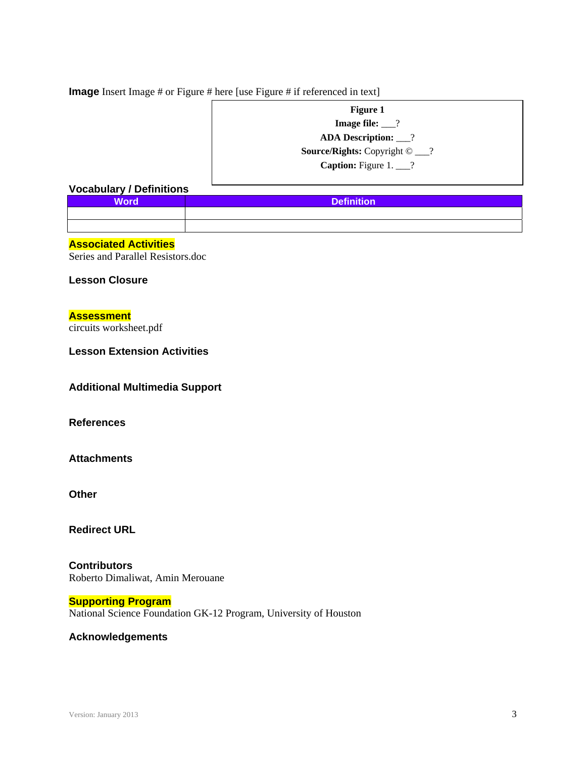**Image** Insert Image # or Figure # here [use Figure # if referenced in text]

| |
|---|
| **Figure 1** |
| **Image file:** ___? |
| **ADA Description:** ___? |
| **Source/Rights:** Copyright © ___? |
| **Caption:** Figure 1. ___? |

### Vocabulary / Definitions

| Word | Definition |
|---|---|
| | |
| | |

### Associated Activities

Series and Parallel Resistors.doc

### Lesson Closure

### Assessment

circuits worksheet.pdf

### Lesson Extension Activities

### Additional Multimedia Support

### References

### Attachments

### Other

### Redirect URL

### Contributors

Roberto Dimaliwat, Amin Merouane

### Supporting Program

National Science Foundation GK-12 Program, University of Houston

### Acknowledgements

Version: January 2013